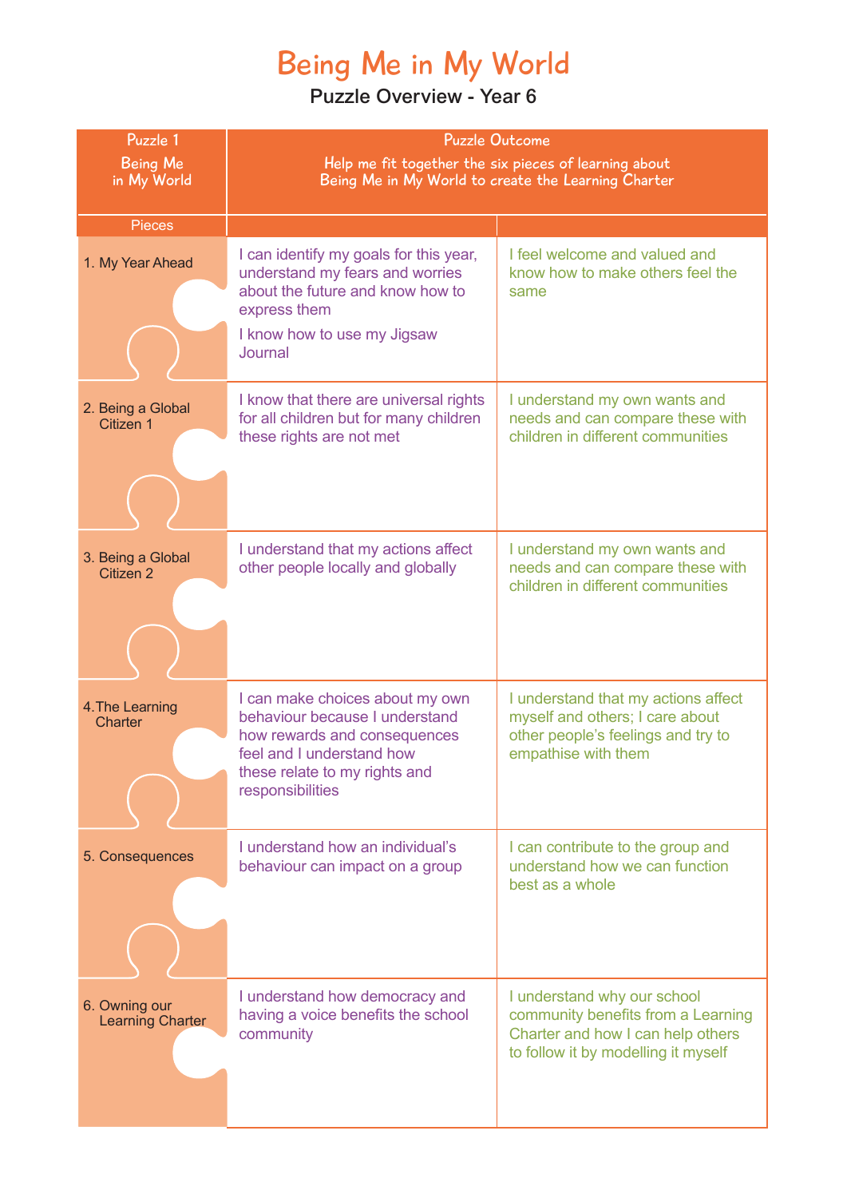# Being Me in My World

## Puzzle Overview - Year 6

| Puzzle 1 Being Me in My World | Puzzle Outcome Help me fit together the six pieces of learning about Being Me in My World to create the Learning Charter | |
|---|---|---|
| Pieces | | |
| 1. My Year Ahead | I can identify my goals for this year, understand my fears and worries about the future and know how to express them<br>I know how to use my Jigsaw Journal | I feel welcome and valued and know how to make others feel the same |
| 2. Being a Global Citizen 1 | I know that there are universal rights for all children but for many children these rights are not met | I understand my own wants and needs and can compare these with children in different communities |
| 3. Being a Global Citizen 2 | I understand that my actions affect other people locally and globally | I understand my own wants and needs and can compare these with children in different communities |
| 4. The Learning Charter | I can make choices about my own behaviour because I understand how rewards and consequences feel and I understand how these relate to my rights and responsibilities | I understand that my actions affect myself and others; I care about other people's feelings and try to empathise with them |
| 5. Consequences | I understand how an individual's behaviour can impact on a group | I can contribute to the group and understand how we can function best as a whole |
| 6. Owning our Learning Charter | I understand how democracy and having a voice benefits the school community | I understand why our school community benefits from a Learning Charter and how I can help others to follow it by modelling it myself |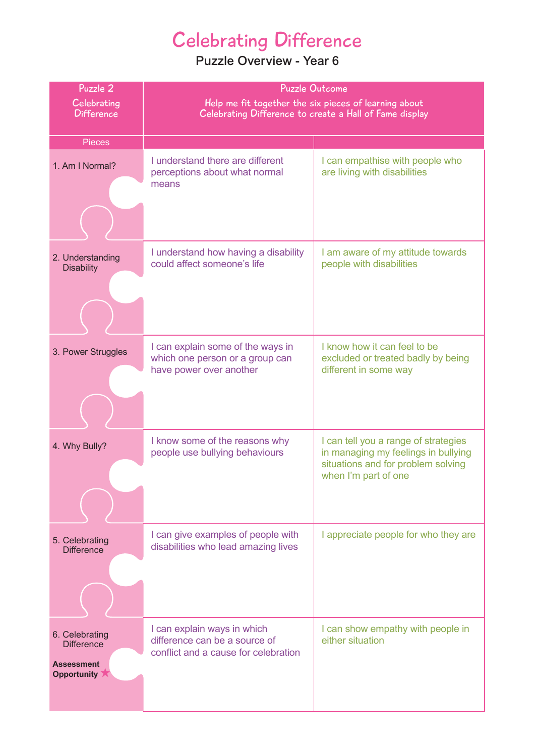# Celebrating Difference

## Puzzle Overview - Year 6

| Puzzle 2 Celebrating Difference | Puzzle Outcome Help me fit together the six pieces of learning about Celebrating Difference to create a Hall of Fame display | |
|---|---|---|
| **Pieces** | | |
| 1. Am I Normal? | I understand there are different perceptions about what normal means | I can empathise with people who are living with disabilities |
| 2. Understanding Disability | I understand how having a disability could affect someone's life | I am aware of my attitude towards people with disabilities |
| 3. Power Struggles | I can explain some of the ways in which one person or a group can have power over another | I know how it can feel to be excluded or treated badly by being different in some way |
| 4. Why Bully? | I know some of the reasons why people use bullying behaviours | I can tell you a range of strategies in managing my feelings in bullying situations and for problem solving when I'm part of one |
| 5. Celebrating Difference | I can give examples of people with disabilities who lead amazing lives | I appreciate people for who they are |
| 6. Celebrating Difference **Assessment Opportunity** ★ | I can explain ways in which difference can be a source of conflict and a cause for celebration | I can show empathy with people in either situation |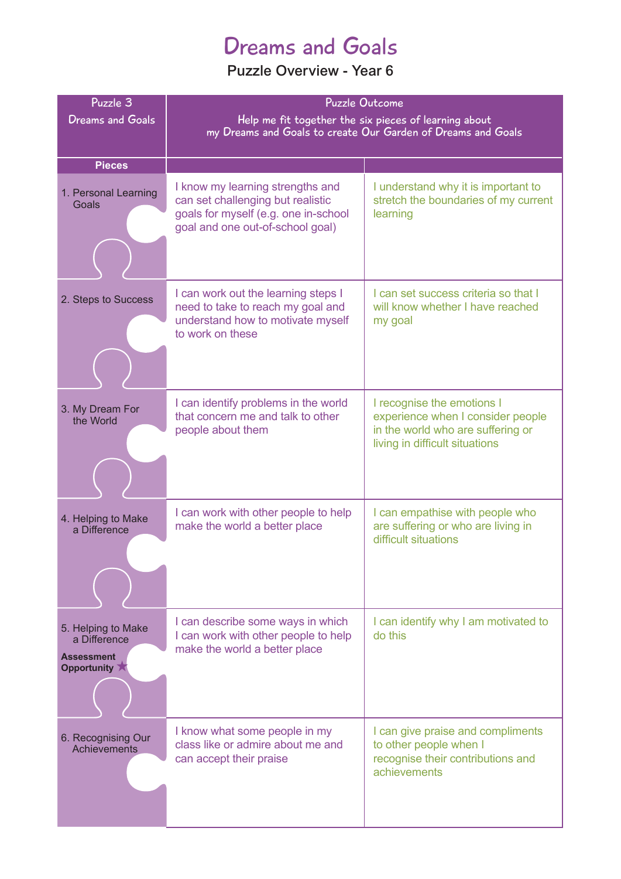# Dreams and Goals

## Puzzle Overview - Year 6

| Puzzle 3<br>Dreams and Goals | Puzzle Outcome<br>Help me fit together the six pieces of learning about my Dreams and Goals to create Our Garden of Dreams and Goals | |
|---|---|---|
| **Pieces** | | |
| 1. Personal Learning Goals | I know my learning strengths and can set challenging but realistic goals for myself (e.g. one in-school goal and one out-of-school goal) | I understand why it is important to stretch the boundaries of my current learning |
| 2. Steps to Success | I can work out the learning steps I need to take to reach my goal and understand how to motivate myself to work on these | I can set success criteria so that I will know whether I have reached my goal |
| 3. My Dream For the World | I can identify problems in the world that concern me and talk to other people about them | I recognise the emotions I experience when I consider people in the world who are suffering or living in difficult situations |
| 4. Helping to Make a Difference | I can work with other people to help make the world a better place | I can empathise with people who are suffering or who are living in difficult situations |
| 5. Helping to Make a Difference<br>**Assessment Opportunity** ★ | I can describe some ways in which I can work with other people to help make the world a better place | I can identify why I am motivated to do this |
| 6. Recognising Our Achievements | I know what some people in my class like or admire about me and can accept their praise | I can give praise and compliments to other people when I recognise their contributions and achievements |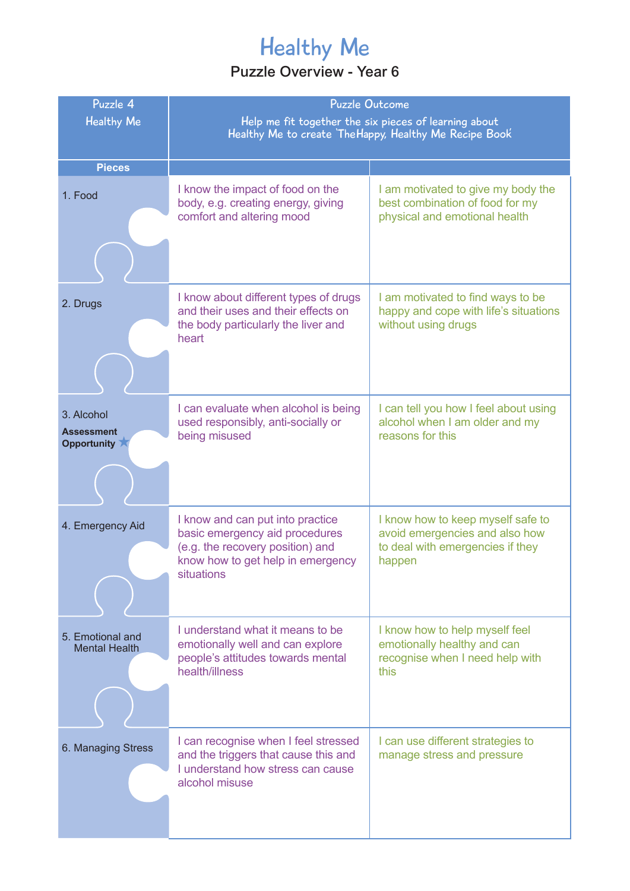# Healthy Me

## Puzzle Overview - Year 6

| Puzzle 4 Healthy Me | Puzzle Outcome Help me fit together the six pieces of learning about Healthy Me to create 'The Happy, Healthy Me Recipe Book' | |
|---|---|---|
| **Pieces** | | |
| 1. Food | I know the impact of food on the body, e.g. creating energy, giving comfort and altering mood | I am motivated to give my body the best combination of food for my physical and emotional health |
| 2. Drugs | I know about different types of drugs and their uses and their effects on the body particularly the liver and heart | I am motivated to find ways to be happy and cope with life's situations without using drugs |
| 3. Alcohol **Assessment Opportunity** ★ | I can evaluate when alcohol is being used responsibly, anti-socially or being misused | I can tell you how I feel about using alcohol when I am older and my reasons for this |
| 4. Emergency Aid | I know and can put into practice basic emergency aid procedures (e.g. the recovery position) and know how to get help in emergency situations | I know how to keep myself safe to avoid emergencies and also how to deal with emergencies if they happen |
| 5. Emotional and Mental Health | I understand what it means to be emotionally well and can explore people's attitudes towards mental health/illness | I know how to help myself feel emotionally healthy and can recognise when I need help with this |
| 6. Managing Stress | I can recognise when I feel stressed and the triggers that cause this and I understand how stress can cause alcohol misuse | I can use different strategies to manage stress and pressure |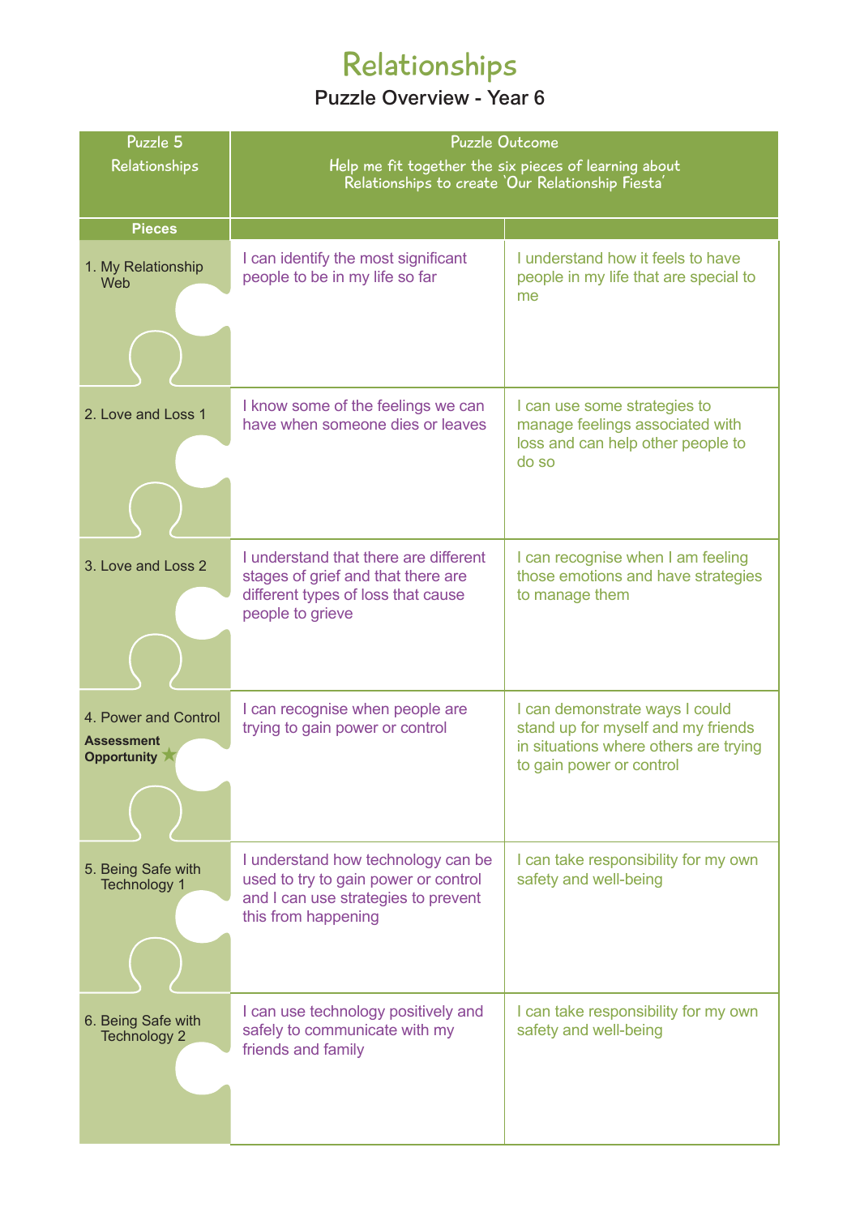# Relationships

## Puzzle Overview - Year 6

| Puzzle 5<br>Relationships | Puzzle Outcome<br>Help me fit together the six pieces of learning about Relationships to create 'Our Relationship Fiesta' | |
|---|---|---|
| **Pieces** | | |
| 1. My Relationship Web | I can identify the most significant people to be in my life so far | I understand how it feels to have people in my life that are special to me |
| 2. Love and Loss 1 | I know some of the feelings we can have when someone dies or leaves | I can use some strategies to manage feelings associated with loss and can help other people to do so |
| 3. Love and Loss 2 | I understand that there are different stages of grief and that there are different types of loss that cause people to grieve | I can recognise when I am feeling those emotions and have strategies to manage them |
| 4. Power and Control<br>**Assessment Opportunity** ★ | I can recognise when people are trying to gain power or control | I can demonstrate ways I could stand up for myself and my friends in situations where others are trying to gain power or control |
| 5. Being Safe with Technology 1 | I understand how technology can be used to try to gain power or control and I can use strategies to prevent this from happening | I can take responsibility for my own safety and well-being |
| 6. Being Safe with Technology 2 | I can use technology positively and safely to communicate with my friends and family | I can take responsibility for my own safety and well-being |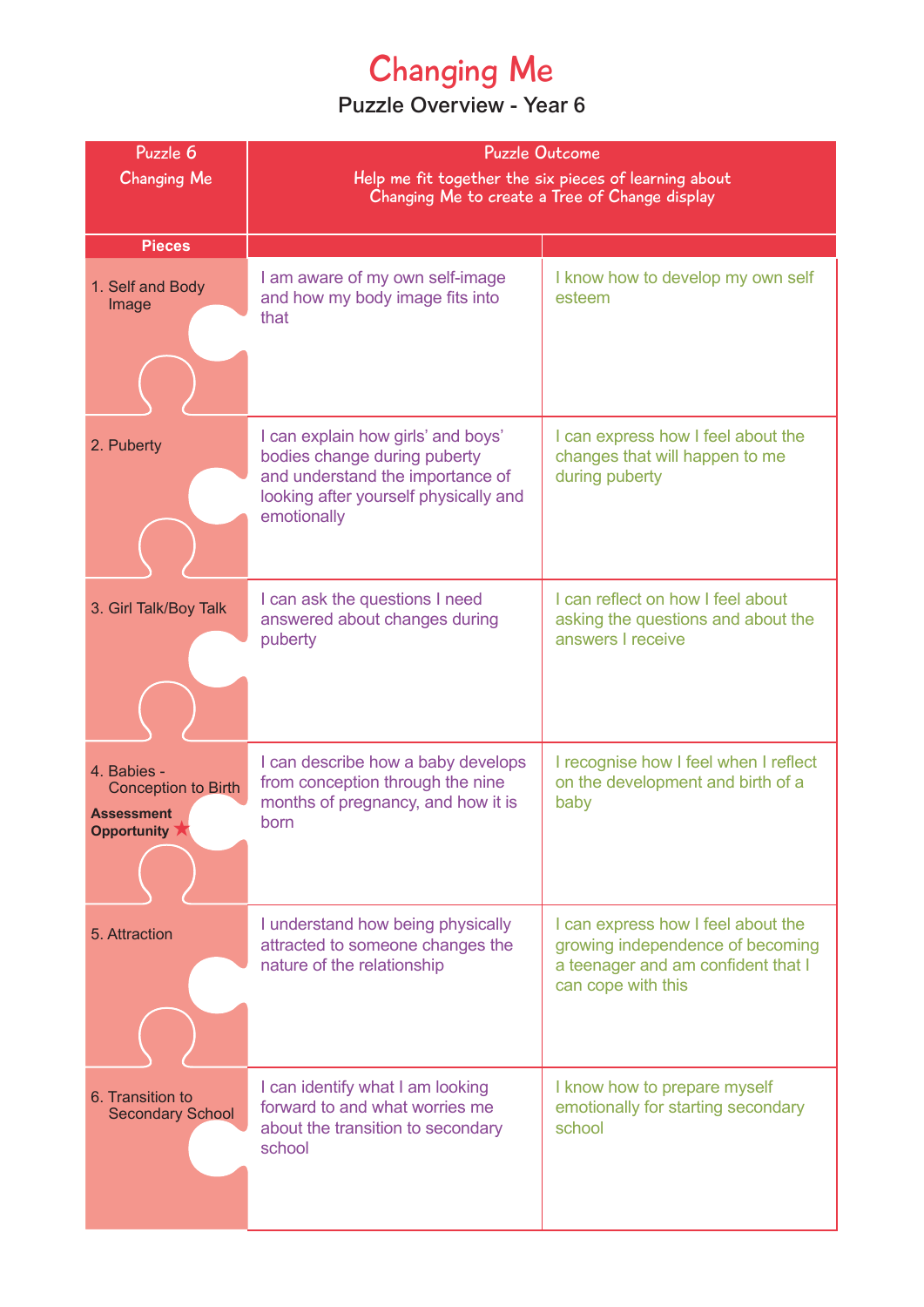# Changing Me

## Puzzle Overview - Year 6

| Puzzle 6 Changing Me | Puzzle Outcome Help me fit together the six pieces of learning about Changing Me to create a Tree of Change display | |
|---|---|---|
| **Pieces** | | |
| 1. Self and Body Image | I am aware of my own self-image and how my body image fits into that | I know how to develop my own self esteem |
| 2. Puberty | I can explain how girls' and boys' bodies change during puberty and understand the importance of looking after yourself physically and emotionally | I can express how I feel about the changes that will happen to me during puberty |
| 3. Girl Talk/Boy Talk | I can ask the questions I need answered about changes during puberty | I can reflect on how I feel about asking the questions and about the answers I receive |
| 4. Babies - Conception to Birth **Assessment Opportunity** ★ | I can describe how a baby develops from conception through the nine months of pregnancy, and how it is born | I recognise how I feel when I reflect on the development and birth of a baby |
| 5. Attraction | I understand how being physically attracted to someone changes the nature of the relationship | I can express how I feel about the growing independence of becoming a teenager and am confident that I can cope with this |
| 6. Transition to Secondary School | I can identify what I am looking forward to and what worries me about the transition to secondary school | I know how to prepare myself emotionally for starting secondary school |